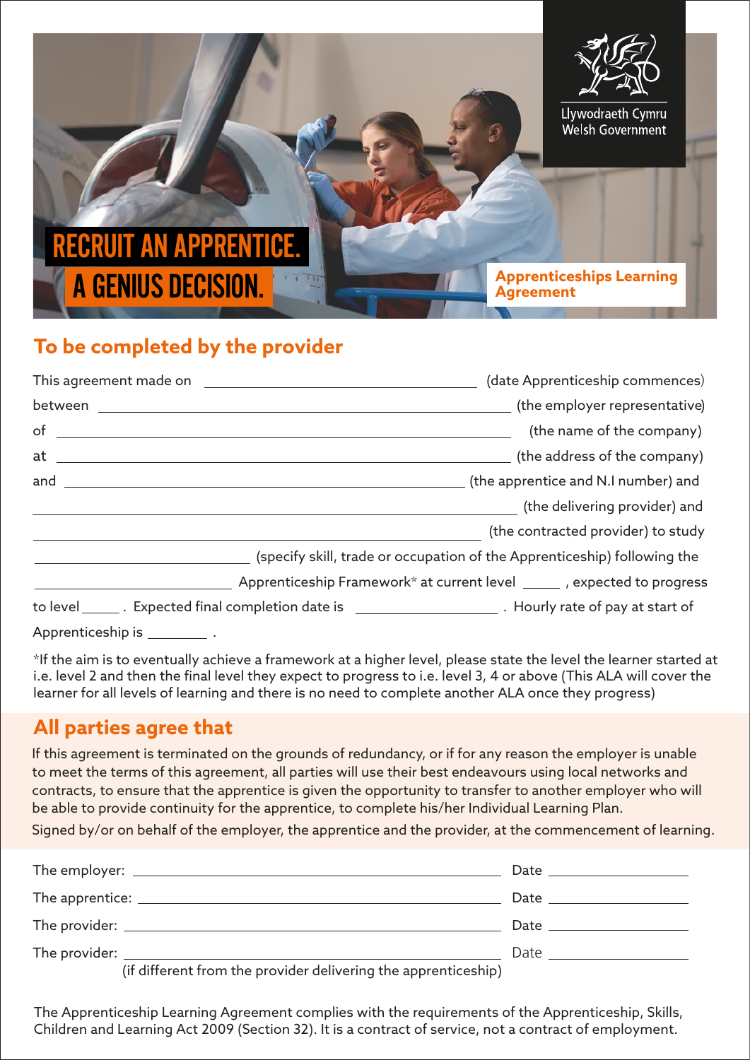Llywodraeth Cymru
Welsh Government

# RECRUIT AN APPRENTICE. A GENIUS DECISION.

**Apprenticeships Learning Agreement**

## To be completed by the provider

This agreement made on \_\_\_\_\_\_\_\_\_\_\_\_\_\_\_\_\_\_\_\_\_\_\_\_\_\_\_\_\_\_ (date Apprenticeship commences)

between \_\_\_\_\_\_\_\_\_\_\_\_\_\_\_\_\_\_\_\_\_\_\_\_\_\_\_\_\_\_\_\_\_\_\_\_\_\_\_\_\_\_\_\_ (the employer representative)

of \_\_\_\_\_\_\_\_\_\_\_\_\_\_\_\_\_\_\_\_\_\_\_\_\_\_\_\_\_\_\_\_\_\_\_\_\_\_\_\_\_\_\_\_\_\_\_\_ (the name of the company)

at \_\_\_\_\_\_\_\_\_\_\_\_\_\_\_\_\_\_\_\_\_\_\_\_\_\_\_\_\_\_\_\_\_\_\_\_\_\_\_\_\_\_\_\_\_\_\_\_ (the address of the company)

and \_\_\_\_\_\_\_\_\_\_\_\_\_\_\_\_\_\_\_\_\_\_\_\_\_\_\_\_\_\_\_\_\_\_\_\_\_\_\_\_\_\_\_ (the apprentice and N.I number) and

\_\_\_\_\_\_\_\_\_\_\_\_\_\_\_\_\_\_\_\_\_\_\_\_\_\_\_\_\_\_\_\_\_\_\_\_\_\_\_\_\_\_\_\_\_\_\_\_\_\_\_\_ (the delivering provider) and

\_\_\_\_\_\_\_\_\_\_\_\_\_\_\_\_\_\_\_\_\_\_\_\_\_\_\_\_\_\_\_\_\_\_\_\_\_\_\_\_\_\_\_\_\_\_\_\_\_\_ (the contracted provider) to study

\_\_\_\_\_\_\_\_\_\_\_\_\_\_\_\_\_\_\_\_\_\_\_\_ (specify skill, trade or occupation of the Apprenticeship) following the

\_\_\_\_\_\_\_\_\_\_\_\_\_\_\_\_\_\_\_\_\_\_ Apprenticeship Framework* at current level \_\_\_\_\_ , expected to progress

to level \_\_\_\_\_ . Expected final completion date is \_\_\_\_\_\_\_\_\_\_\_\_\_\_\_\_ . Hourly rate of pay at start of

Apprenticeship is \_\_\_\_\_\_\_\_ .

*If the aim is to eventually achieve a framework at a higher level, please state the level the learner started at i.e. level 2 and then the final level they expect to progress to i.e. level 3, 4 or above (This ALA will cover the learner for all levels of learning and there is no need to complete another ALA once they progress)

## All parties agree that

If this agreement is terminated on the grounds of redundancy, or if for any reason the employer is unable to meet the terms of this agreement, all parties will use their best endeavours using local networks and contracts, to ensure that the apprentice is given the opportunity to transfer to another employer who will be able to provide continuity for the apprentice, to complete his/her Individual Learning Plan.

Signed by/or on behalf of the employer, the apprentice and the provider, at the commencement of learning.

The employer: \_\_\_\_\_\_\_\_\_\_\_\_\_\_\_\_\_\_\_\_\_\_\_\_\_\_\_\_\_\_\_\_\_\_\_\_\_\_\_\_ Date \_\_\_\_\_\_\_\_\_\_\_\_\_\_

The apprentice: \_\_\_\_\_\_\_\_\_\_\_\_\_\_\_\_\_\_\_\_\_\_\_\_\_\_\_\_\_\_\_\_\_\_\_\_\_\_\_ Date \_\_\_\_\_\_\_\_\_\_\_\_\_\_

The provider: \_\_\_\_\_\_\_\_\_\_\_\_\_\_\_\_\_\_\_\_\_\_\_\_\_\_\_\_\_\_\_\_\_\_\_\_\_\_\_\_\_ Date \_\_\_\_\_\_\_\_\_\_\_\_\_\_

The provider: \_\_\_\_\_\_\_\_\_\_\_\_\_\_\_\_\_\_\_\_\_\_\_\_\_\_\_\_\_\_\_\_\_\_\_\_\_\_\_\_\_ Date \_\_\_\_\_\_\_\_\_\_\_\_\_\_
(if different from the provider delivering the apprenticeship)

The Apprenticeship Learning Agreement complies with the requirements of the Apprenticeship, Skills, Children and Learning Act 2009 (Section 32). It is a contract of service, not a contract of employment.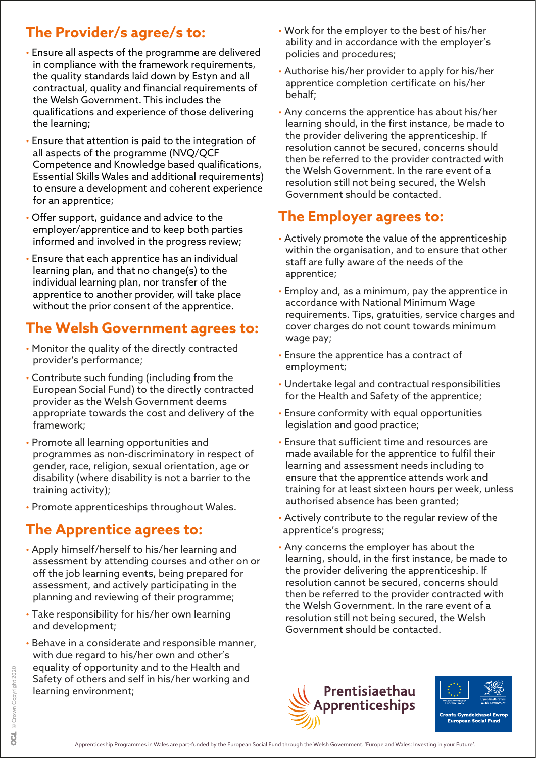## The Provider/s agree/s to:

- Ensure all aspects of the programme are delivered in compliance with the framework requirements, the quality standards laid down by Estyn and all contractual, quality and financial requirements of the Welsh Government. This includes the qualifications and experience of those delivering the learning;
- Ensure that attention is paid to the integration of all aspects of the programme (NVQ/QCF Competence and Knowledge based qualifications, Essential Skills Wales and additional requirements) to ensure a development and coherent experience for an apprentice;
- Offer support, guidance and advice to the employer/apprentice and to keep both parties informed and involved in the progress review;
- Ensure that each apprentice has an individual learning plan, and that no change(s) to the individual learning plan, nor transfer of the apprentice to another provider, will take place without the prior consent of the apprentice.

## The Welsh Government agrees to:

- Monitor the quality of the directly contracted provider's performance;
- Contribute such funding (including from the European Social Fund) to the directly contracted provider as the Welsh Government deems appropriate towards the cost and delivery of the framework;
- Promote all learning opportunities and programmes as non-discriminatory in respect of gender, race, religion, sexual orientation, age or disability (where disability is not a barrier to the training activity);
- Promote apprenticeships throughout Wales.

## The Apprentice agrees to:

- Apply himself/herself to his/her learning and assessment by attending courses and other on or off the job learning events, being prepared for assessment, and actively participating in the planning and reviewing of their programme;
- Take responsibility for his/her own learning and development;
- Behave in a considerate and responsible manner, with due regard to his/her own and other's equality of opportunity and to the Health and Safety of others and self in his/her working and learning environment;
- Work for the employer to the best of his/her ability and in accordance with the employer's policies and procedures;
- Authorise his/her provider to apply for his/her apprentice completion certificate on his/her behalf;
- Any concerns the apprentice has about his/her learning should, in the first instance, be made to the provider delivering the apprenticeship. If resolution cannot be secured, concerns should then be referred to the provider contracted with the Welsh Government. In the rare event of a resolution still not being secured, the Welsh Government should be contacted.

## The Employer agrees to:

- Actively promote the value of the apprenticeship within the organisation, and to ensure that other staff are fully aware of the needs of the apprentice;
- Employ and, as a minimum, pay the apprentice in accordance with National Minimum Wage requirements. Tips, gratuities, service charges and cover charges do not count towards minimum wage pay;
- Ensure the apprentice has a contract of employment;
- Undertake legal and contractual responsibilities for the Health and Safety of the apprentice;
- Ensure conformity with equal opportunities legislation and good practice;
- Ensure that sufficient time and resources are made available for the apprentice to fulfil their learning and assessment needs including to ensure that the apprentice attends work and training for at least sixteen hours per week, unless authorised absence has been granted;
- Actively contribute to the regular review of the apprentice's progress;
- Any concerns the employer has about the learning, should, in the first instance, be made to the provider delivering the apprenticeship. If resolution cannot be secured, concerns should then be referred to the provider contracted with the Welsh Government. In the rare event of a resolution still not being secured, the Welsh Government should be contacted.

Prentisiaethau Apprenticeships

Cronfa Gymdeithasol Ewrop European Social Fund

© Crown Copyright 2020

Apprenticeship Programmes in Wales are part-funded by the European Social Fund through the Welsh Government. 'Europe and Wales: Investing in your Future'.